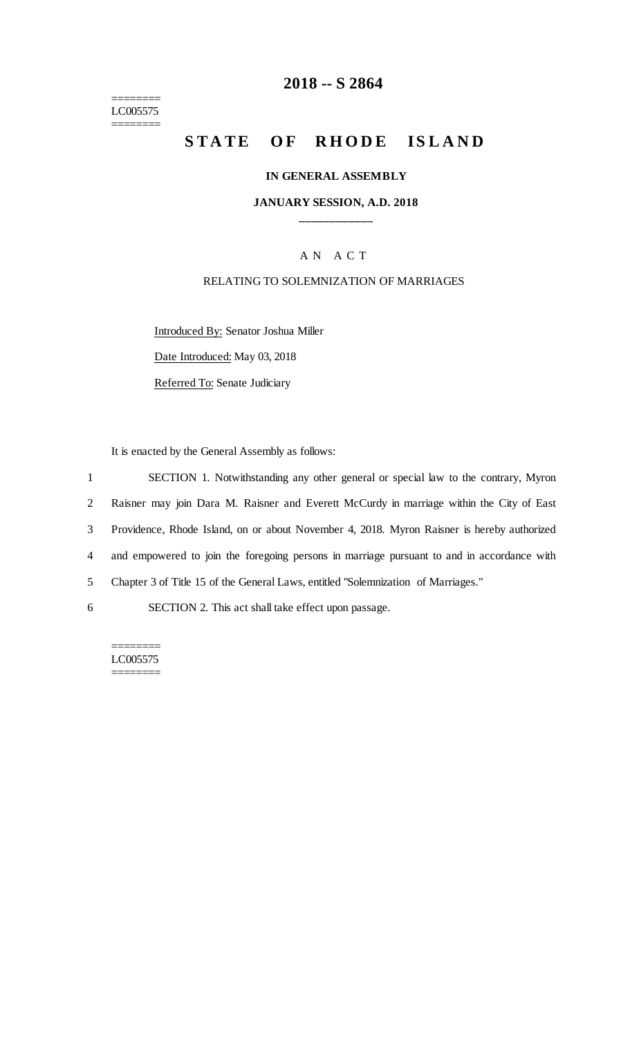========
LC005575
========

# 2018 -- S 2864

# STATE OF RHODE ISLAND

**IN GENERAL ASSEMBLY**

**JANUARY SESSION, A.D. 2018**

____________

A N A C T

RELATING TO SOLEMNIZATION OF MARRIAGES

Introduced By: Senator Joshua Miller

Date Introduced: May 03, 2018

Referred To: Senate Judiciary

It is enacted by the General Assembly as follows:

1 SECTION 1. Notwithstanding any other general or special law to the contrary, Myron
2 Raisner may join Dara M. Raisner and Everett McCurdy in marriage within the City of East
3 Providence, Rhode Island, on or about November 4, 2018. Myron Raisner is hereby authorized
4 and empowered to join the foregoing persons in marriage pursuant to and in accordance with
5 Chapter 3 of Title 15 of the General Laws, entitled "Solemnization of Marriages."
6 SECTION 2. This act shall take effect upon passage.

========
LC005575
========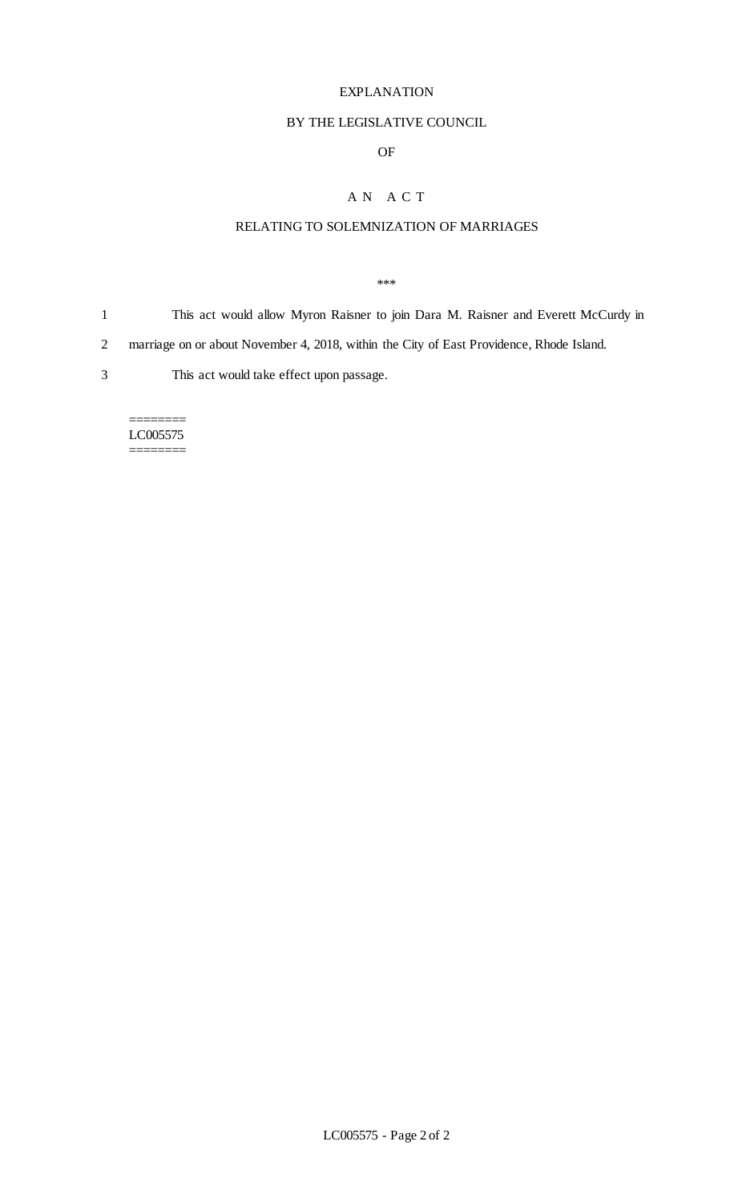EXPLANATION

BY THE LEGISLATIVE COUNCIL

OF

A N A C T

RELATING TO SOLEMNIZATION OF MARRIAGES

\*\*\*

1 This act would allow Myron Raisner to join Dara M. Raisner and Everett McCurdy in

2 marriage on or about November 4, 2018, within the City of East Providence, Rhode Island.

3 This act would take effect upon passage.

========
LC005575
========